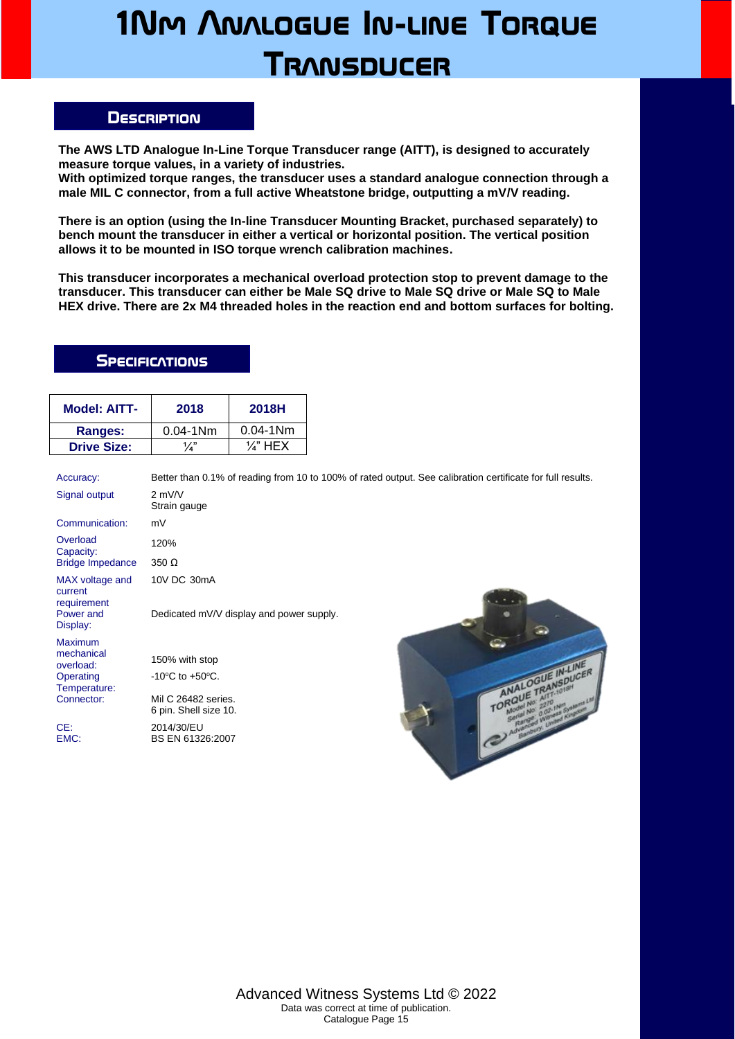# 1Nm Analogue In-line Torque Transducer

## Description

**The AWS LTD Analogue In-Line Torque Transducer range (AITT), is designed to accurately measure torque values, in a variety of industries.**
**With optimized torque ranges, the transducer uses a standard analogue connection through a male MIL C connector, from a full active Wheatstone bridge, outputting a mV/V reading.**

**There is an option (using the In-line Transducer Mounting Bracket, purchased separately) to bench mount the transducer in either a vertical or horizontal position. The vertical position allows it to be mounted in ISO torque wrench calibration machines.**

**This transducer incorporates a mechanical overload protection stop to prevent damage to the transducer. This transducer can either be Male SQ drive to Male SQ drive or Male SQ to Male HEX drive. There are 2x M4 threaded holes in the reaction end and bottom surfaces for bolting.**

## Specifications

| **Model: AITT-** | **2018** | **2018H** |
|---|---|---|
| **Ranges:** | 0.04-1Nm | 0.04-1Nm |
| **Drive Size:** | ¼" | ¼" HEX |

| | |
|---|---|
| Accuracy: | Better than 0.1% of reading from 10 to 100% of rated output. See calibration certificate for full results. |
| Signal output | 2 mV/V<br>Strain gauge |
| Communication: | mV |
| Overload Capacity: | 120% |
| Bridge Impedance | 350 Ω |
| MAX voltage and current requirement | 10V DC 30mA |
| Power and Display: | Dedicated mV/V display and power supply. |
| Maximum mechanical overload: | 150% with stop |
| Operating Temperature: | -10ºC to +50ºC. |
| Connector: | Mil C 26482 series.<br>6 pin. Shell size 10. |
| CE: | 2014/30/EU |
| EMC: | BS EN 61326:2007 |

Advanced Witness Systems Ltd © 2022
Data was correct at time of publication.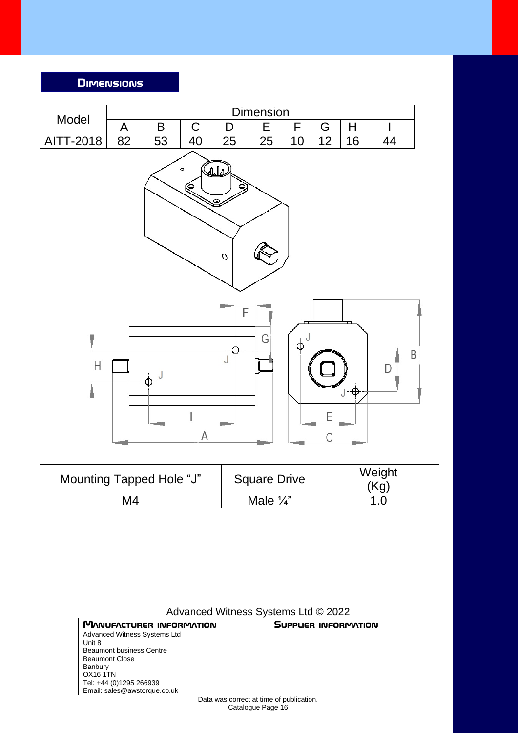## Dimensions

| Model | Dimension | | | | | | | | |
|---|---|---|---|---|---|---|---|---|---|
| | A | B | C | D | E | F | G | H | I |
| AITT-2018 | 82 | 53 | 40 | 25 | 25 | 10 | 12 | 16 | 44 |

F
G
J
H
J
I
A
J
B
D
J
E
C

| Mounting Tapped Hole "J" | Square Drive | Weight (Kg) |
|---|---|---|
| M4 | Male ¼" | 1.0 |

Advanced Witness Systems Ltd © 2022

| **Manufacturer information** | **Supplier information** |
|---|---|
| Advanced Witness Systems Ltd<br>Unit 8<br>Beaumont business Centre<br>Beaumont Close<br>Banbury<br>OX16 1TN<br>Tel: +44 (0)1295 266939<br>Email: sales@awstorque.co.uk | |

Data was correct at time of publication.
Catalogue Page 16